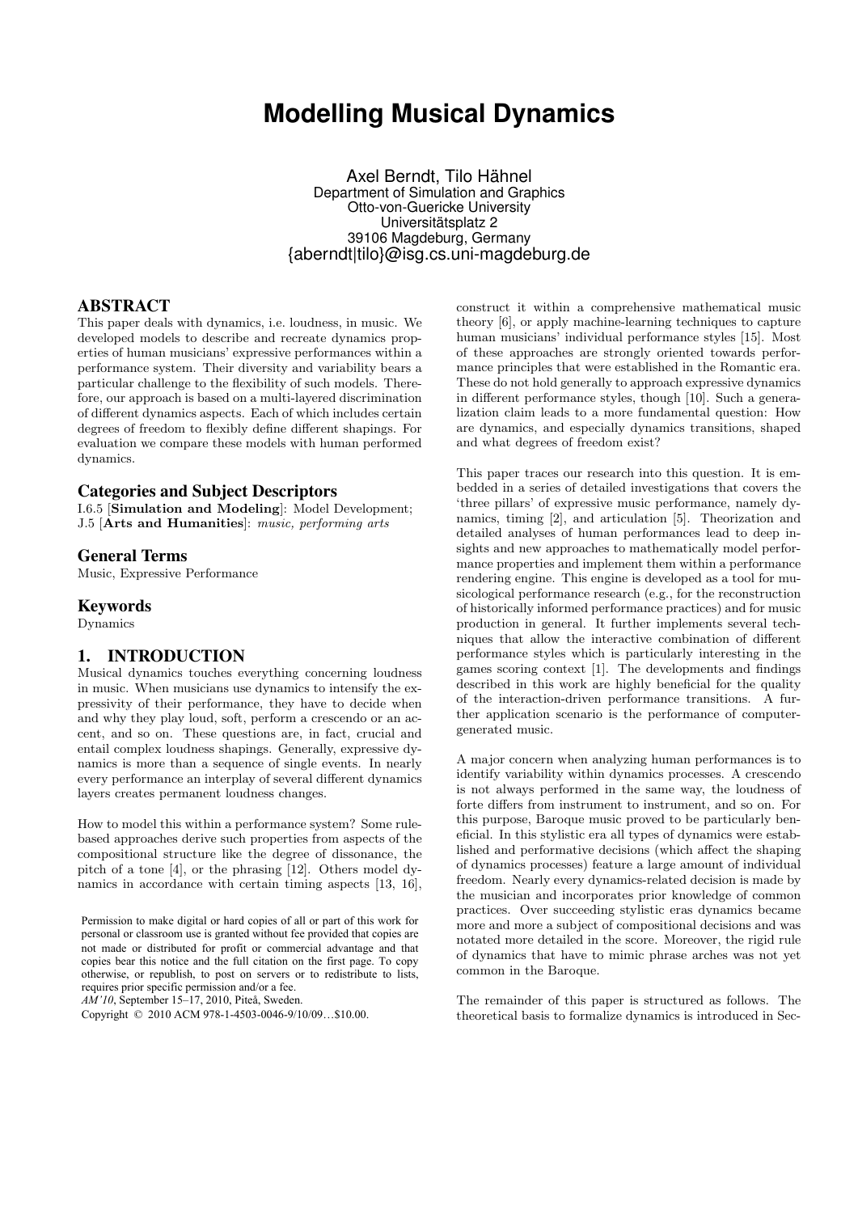# Modelling Musical Dynamics

Axel Berndt, Tilo Hähnel
Department of Simulation and Graphics
Otto-von-Guericke University
Universitätsplatz 2
39106 Magdeburg, Germany
{aberndt|tilo}@isg.cs.uni-magdeburg.de

## ABSTRACT

This paper deals with dynamics, i.e. loudness, in music. We developed models to describe and recreate dynamics properties of human musicians' expressive performances within a performance system. Their diversity and variability bears a particular challenge to the flexibility of such models. Therefore, our approach is based on a multi-layered discrimination of different dynamics aspects. Each of which includes certain degrees of freedom to flexibly define different shapings. For evaluation we compare these models with human performed dynamics.

### Categories and Subject Descriptors

I.6.5 [**Simulation and Modeling**]: Model Development; J.5 [**Arts and Humanities**]: *music, performing arts*

### General Terms

Music, Expressive Performance

### Keywords

Dynamics

## 1. INTRODUCTION

Musical dynamics touches everything concerning loudness in music. When musicians use dynamics to intensify the expressivity of their performance, they have to decide when and why they play loud, soft, perform a crescendo or an accent, and so on. These questions are, in fact, crucial and entail complex loudness shapings. Generally, expressive dynamics is more than a sequence of single events. In nearly every performance an interplay of several different dynamics layers creates permanent loudness changes.

How to model this within a performance system? Some rule-based approaches derive such properties from aspects of the compositional structure like the degree of dissonance, the pitch of a tone [4], or the phrasing [12]. Others model dynamics in accordance with certain timing aspects [13, 16], construct it within a comprehensive mathematical music theory [6], or apply machine-learning techniques to capture human musicians' individual performance styles [15]. Most of these approaches are strongly oriented towards performance principles that were established in the Romantic era. These do not hold generally to approach expressive dynamics in different performance styles, though [10]. Such a generalization claim leads to a more fundamental question: How are dynamics, and especially dynamics transitions, shaped and what degrees of freedom exist?

This paper traces our research into this question. It is embedded in a series of detailed investigations that covers the 'three pillars' of expressive music performance, namely dynamics, timing [2], and articulation [5]. Theorization and detailed analyses of human performances lead to deep insights and new approaches to mathematically model performance properties and implement them within a performance rendering engine. This engine is developed as a tool for musicological performance research (e.g., for the reconstruction of historically informed performance practices) and for music production in general. It further implements several techniques that allow the interactive combination of different performance styles which is particularly interesting in the games scoring context [1]. The developments and findings described in this work are highly beneficial for the quality of the interaction-driven performance transitions. A further application scenario is the performance of computer-generated music.

A major concern when analyzing human performances is to identify variability within dynamics processes. A crescendo is not always performed in the same way, the loudness of forte differs from instrument to instrument, and so on. For this purpose, Baroque music proved to be particularly beneficial. In this stylistic era all types of dynamics were established and performative decisions (which affect the shaping of dynamics processes) feature a large amount of individual freedom. Nearly every dynamics-related decision is made by the musician and incorporates prior knowledge of common practices. Over succeeding stylistic eras dynamics became more and more a subject of compositional decisions and was notated more detailed in the score. Moreover, the rigid rule of dynamics that have to mimic phrase arches was not yet common in the Baroque.

The remainder of this paper is structured as follows. The theoretical basis to formalize dynamics is introduced in Sec-

Permission to make digital or hard copies of all or part of this work for personal or classroom use is granted without fee provided that copies are not made or distributed for profit or commercial advantage and that copies bear this notice and the full citation on the first page. To copy otherwise, or republish, to post on servers or to redistribute to lists, requires prior specific permission and/or a fee.
*AM'10*, September 15–17, 2010, Piteå, Sweden.
Copyright © 2010 ACM 978-1-4503-0046-9/10/09…$10.00.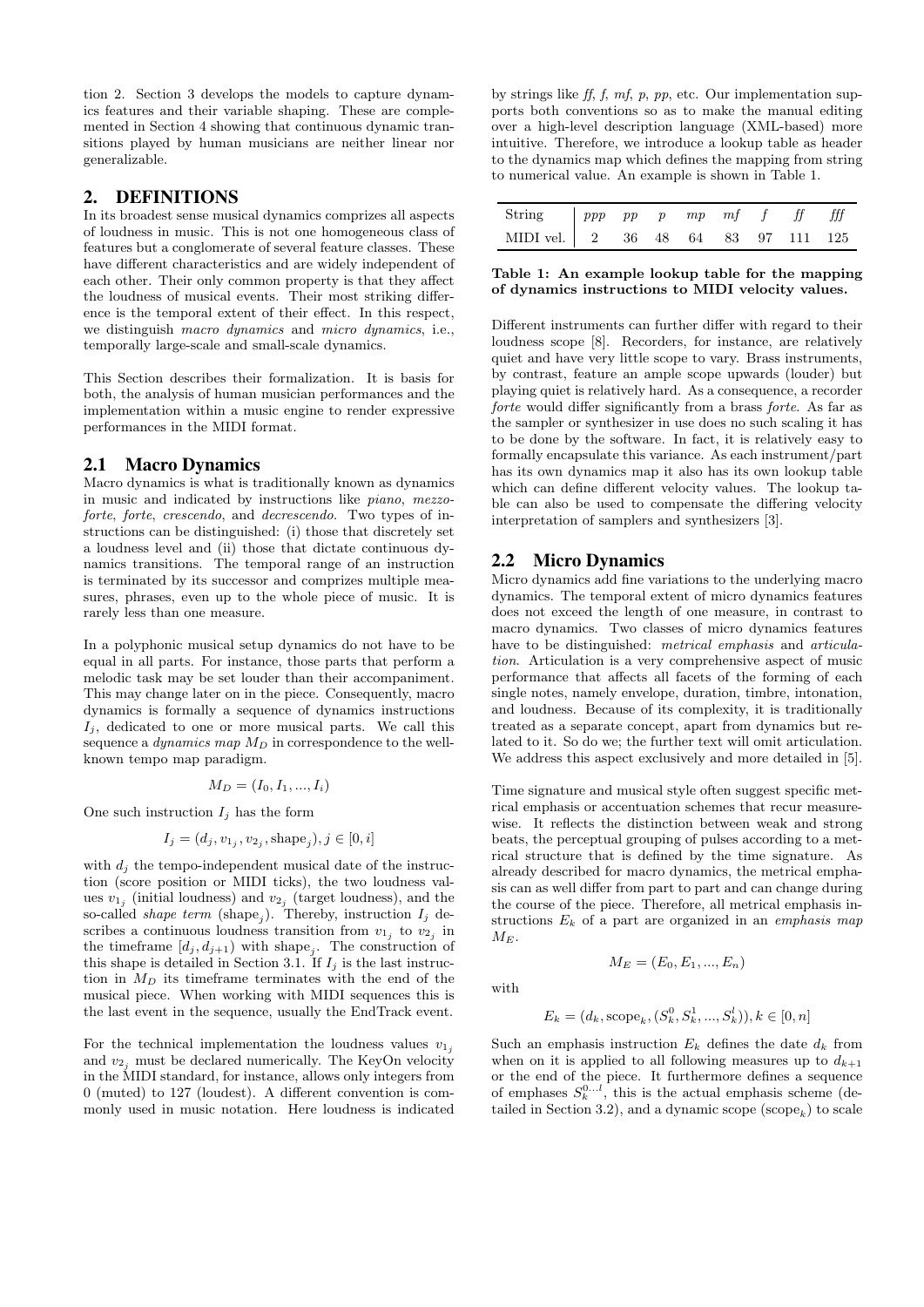tion 2. Section 3 develops the models to capture dynamics features and their variable shaping. These are complemented in Section 4 showing that continuous dynamic transitions played by human musicians are neither linear nor generalizable.

## 2. DEFINITIONS

In its broadest sense musical dynamics comprizes all aspects of loudness in music. This is not one homogeneous class of features but a conglomerate of several feature classes. These have different characteristics and are widely independent of each other. Their only common property is that they affect the loudness of musical events. Their most striking difference is the temporal extent of their effect. In this respect, we distinguish *macro dynamics* and *micro dynamics*, i.e., temporally large-scale and small-scale dynamics.

This Section describes their formalization. It is basis for both, the analysis of human musician performances and the implementation within a music engine to render expressive performances in the MIDI format.

### 2.1 Macro Dynamics

Macro dynamics is what is traditionally known as dynamics in music and indicated by instructions like *piano*, *mezzoforte*, *forte*, *crescendo*, and *decrescendo*. Two types of instructions can be distinguished: (i) those that discretely set a loudness level and (ii) those that dictate continuous dynamics transitions. The temporal range of an instruction is terminated by its successor and comprizes multiple measures, phrases, even up to the whole piece of music. It is rarely less than one measure.

In a polyphonic musical setup dynamics do not have to be equal in all parts. For instance, those parts that perform a melodic task may be set louder than their accompaniment. This may change later on in the piece. Consequently, macro dynamics is formally a sequence of dynamics instructions $I_j$, dedicated to one or more musical parts. We call this sequence a *dynamics map* $M_D$ in correspondence to the well-known tempo map paradigm.

$$M_D = (I_0, I_1, ..., I_i)$$

One such instruction $I_j$ has the form

$$I_j = (d_j, v_{1_j}, v_{2_j}, \text{shape}_j), j \in [0, i]$$

with $d_j$ the tempo-independent musical date of the instruction (score position or MIDI ticks), the two loudness values $v_{1_j}$ (initial loudness) and $v_{2_j}$ (target loudness), and the so-called *shape term* ($\text{shape}_j$). Thereby, instruction $I_j$ describes a continuous loudness transition from $v_{1_j}$ to $v_{2_j}$ in the timeframe $[d_j, d_{j+1})$ with $\text{shape}_j$. The construction of this shape is detailed in Section 3.1. If $I_j$ is the last instruction in $M_D$ its timeframe terminates with the end of the musical piece. When working with MIDI sequences this is the last event in the sequence, usually the EndTrack event.

For the technical implementation the loudness values $v_{1_j}$ and $v_{2_j}$ must be declared numerically. The KeyOn velocity in the MIDI standard, for instance, allows only integers from 0 (muted) to 127 (loudest). A different convention is commonly used in music notation. Here loudness is indicated by strings like *ff*, *f*, *mf*, *p*, *pp*, etc. Our implementation supports both conventions so as to make the manual editing over a high-level description language (XML-based) more intuitive. Therefore, we introduce a lookup table as header to the dynamics map which defines the mapping from string to numerical value. An example is shown in Table 1.

| String | *ppp* | *pp* | *p* | *mp* | *mf* | *f* | *ff* | *fff* |
|---|---|---|---|---|---|---|---|---|
| MIDI vel. | 2 | 36 | 48 | 64 | 83 | 97 | 111 | 125 |

**Table 1: An example lookup table for the mapping of dynamics instructions to MIDI velocity values.**

Different instruments can further differ with regard to their loudness scope [8]. Recorders, for instance, are relatively quiet and have very little scope to vary. Brass instruments, by contrast, feature an ample scope upwards (louder) but playing quiet is relatively hard. As a consequence, a recorder *forte* would differ significantly from a brass *forte*. As far as the sampler or synthesizer in use does no such scaling it has to be done by the software. In fact, it is relatively easy to formally encapsulate this variance. As each instrument/part has its own dynamics map it also has its own lookup table which can define different velocity values. The lookup table can also be used to compensate the differing velocity interpretation of samplers and synthesizers [3].

### 2.2 Micro Dynamics

Micro dynamics add fine variations to the underlying macro dynamics. The temporal extent of micro dynamics features does not exceed the length of one measure, in contrast to macro dynamics. Two classes of micro dynamics features have to be distinguished: *metrical emphasis* and *articulation*. Articulation is a very comprehensive aspect of music performance that affects all facets of the forming of each single notes, namely envelope, duration, timbre, intonation, and loudness. Because of its complexity, it is traditionally treated as a separate concept, apart from dynamics but related to it. So do we; the further text will omit articulation. We address this aspect exclusively and more detailed in [5].

Time signature and musical style often suggest specific metrical emphasis or accentuation schemes that recur measurewise. It reflects the distinction between weak and strong beats, the perceptual grouping of pulses according to a metrical structure that is defined by the time signature. As already described for macro dynamics, the metrical emphasis can as well differ from part to part and can change during the course of the piece. Therefore, all metrical emphasis instructions $E_k$ of a part are organized in an *emphasis map* $M_E$.

$$M_E = (E_0, E_1, ..., E_n)$$

with

$$E_k = (d_k, \text{scope}_k, (S_k^0, S_k^1, ..., S_k^l)), k \in [0, n]$$

Such an emphasis instruction $E_k$ defines the date $d_k$ from when on it is applied to all following measures up to $d_{k+1}$ or the end of the piece. It furthermore defines a sequence of emphases $S_k^{0...l}$, this is the actual emphasis scheme (detailed in Section 3.2), and a dynamic scope ($\text{scope}_k$) to scale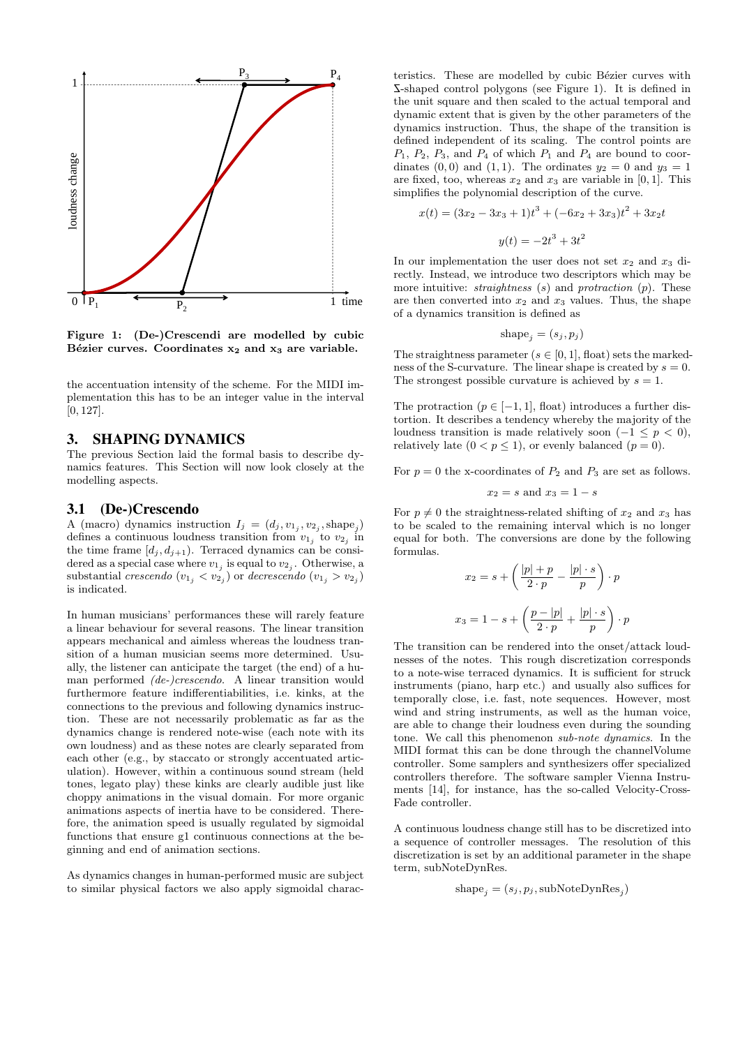Figure 1: (De-)Crescendi are modelled by cubic Bézier curves. Coordinates $x_2$ and $x_3$ are variable.

the accentuation intensity of the scheme. For the MIDI implementation this has to be an integer value in the interval $[0, 127]$.

## 3. SHAPING DYNAMICS

The previous Section laid the formal basis to describe dynamics features. This Section will now look closely at the modelling aspects.

### 3.1 (De-)Crescendo

A (macro) dynamics instruction $I_j = (d_j, v_{1_j}, v_{2_j}, \text{shape}_j)$ defines a continuous loudness transition from $v_{1_j}$ to $v_{2_j}$ in the time frame $[d_j, d_{j+1})$. Terraced dynamics can be considered as a special case where $v_{1_j}$ is equal to $v_{2_j}$. Otherwise, a substantial *crescendo* ($v_{1_j} < v_{2_j}$) or *decrescendo* ($v_{1_j} > v_{2_j}$) is indicated.

In human musicians' performances these will rarely feature a linear behaviour for several reasons. The linear transition appears mechanical and aimless whereas the loudness transition of a human musician seems more determined. Usually, the listener can anticipate the target (the end) of a human performed *(de-)crescendo*. A linear transition would furthermore feature indifferentiabilities, i.e. kinks, at the connections to the previous and following dynamics instruction. These are not necessarily problematic as far as the dynamics change is rendered note-wise (each note with its own loudness) and as these notes are clearly separated from each other (e.g., by staccato or strongly accentuated articulation). However, within a continuous sound stream (held tones, legato play) these kinks are clearly audible just like choppy animations in the visual domain. For more organic animations aspects of inertia have to be considered. Therefore, the animation speed is usually regulated by sigmoidal functions that ensure g1 continuous connections at the beginning and end of animation sections.

As dynamics changes in human-performed music are subject to similar physical factors we also apply sigmoidal characteristics. These are modelled by cubic Bézier curves with Σ-shaped control polygons (see Figure 1). It is defined in the unit square and then scaled to the actual temporal and dynamic extent that is given by the other parameters of the dynamics instruction. Thus, the shape of the transition is defined independent of its scaling. The control points are $P_1$, $P_2$, $P_3$, and $P_4$ of which $P_1$ and $P_4$ are bound to coordinates $(0, 0)$ and $(1, 1)$. The ordinates $y_2 = 0$ and $y_3 = 1$ are fixed, too, whereas $x_2$ and $x_3$ are variable in $[0, 1]$. This simplifies the polynomial description of the curve.

$$x(t) = (3x_2 - 3x_3 + 1)t^3 + (-6x_2 + 3x_3)t^2 + 3x_2t$$

$$y(t) = -2t^3 + 3t^2$$

In our implementation the user does not set $x_2$ and $x_3$ directly. Instead, we introduce two descriptors which may be more intuitive: *straightness* ($s$) and *protraction* ($p$). These are then converted into $x_2$ and $x_3$ values. Thus, the shape of a dynamics transition is defined as

$$\text{shape}_j = (s_j, p_j)$$

The straightness parameter ($s \in [0, 1]$, float) sets the markedness of the S-curvature. The linear shape is created by $s = 0$. The strongest possible curvature is achieved by $s = 1$.

The protraction ($p \in [-1, 1]$, float) introduces a further distortion. It describes a tendency whereby the majority of the loudness transition is made relatively soon ($-1 \leq p < 0$), relatively late ($0 < p \leq 1$), or evenly balanced ($p = 0$).

For $p = 0$ the x-coordinates of $P_2$ and $P_3$ are set as follows.

$$x_2 = s \text{ and } x_3 = 1 - s$$

For $p \neq 0$ the straightness-related shifting of $x_2$ and $x_3$ has to be scaled to the remaining interval which is no longer equal for both. The conversions are done by the following formulas.

$$x_2 = s + \left( \frac{|p| + p}{2 \cdot p} - \frac{|p| \cdot s}{p} \right) \cdot p$$

$$x_3 = 1 - s + \left( \frac{p - |p|}{2 \cdot p} + \frac{|p| \cdot s}{p} \right) \cdot p$$

The transition can be rendered into the onset/attack loudnesses of the notes. This rough discretization corresponds to a note-wise terraced dynamics. It is sufficient for struck instruments (piano, harp etc.) and usually also suffices for temporally close, i.e. fast, note sequences. However, most wind and string instruments, as well as the human voice, are able to change their loudness even during the sounding tone. We call this phenomenon *sub-note dynamics*. In the MIDI format this can be done through the channelVolume controller. Some samplers and synthesizers offer specialized controllers therefore. The software sampler Vienna Instruments [14], for instance, has the so-called Velocity-Cross-Fade controller.

A continuous loudness change still has to be discretized into a sequence of controller messages. The resolution of this discretization is set by an additional parameter in the shape term, subNoteDynRes.

$$\text{shape}_j = (s_j, p_j, \text{subNoteDynRes}_j)$$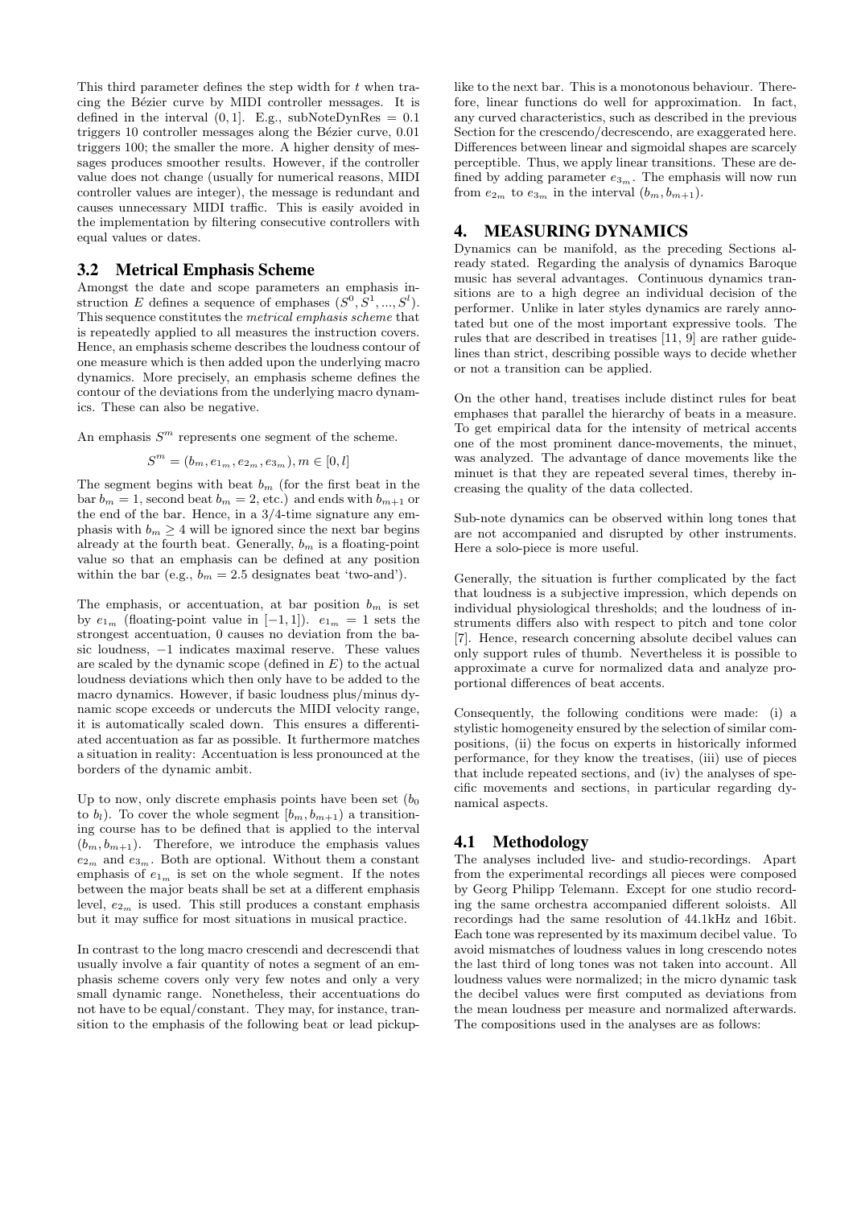This third parameter defines the step width for $t$ when tracing the Bézier curve by MIDI controller messages. It is defined in the interval $(0, 1]$. E.g., subNoteDynRes $= 0.1$ triggers 10 controller messages along the Bézier curve, 0.01 triggers 100; the smaller the more. A higher density of messages produces smoother results. However, if the controller value does not change (usually for numerical reasons, MIDI controller values are integer), the message is redundant and causes unnecessary MIDI traffic. This is easily avoided in the implementation by filtering consecutive controllers with equal values or dates.

### 3.2 Metrical Emphasis Scheme

Amongst the date and scope parameters an emphasis instruction $E$ defines a sequence of emphases $(S^0, S^1, ..., S^l)$. This sequence constitutes the *metrical emphasis scheme* that is repeatedly applied to all measures the instruction covers. Hence, an emphasis scheme describes the loudness contour of one measure which is then added upon the underlying macro dynamics. More precisely, an emphasis scheme defines the contour of the deviations from the underlying macro dynamics. These can also be negative.

An emphasis $S^m$ represents one segment of the scheme.

$$S^m = (b_m, e_{1_m}, e_{2_m}, e_{3_m}), m \in [0, l]$$

The segment begins with beat $b_m$ (for the first beat in the bar $b_m = 1$, second beat $b_m = 2$, etc.) and ends with $b_{m+1}$ or the end of the bar. Hence, in a 3/4-time signature any emphasis with $b_m \geq 4$ will be ignored since the next bar begins already at the fourth beat. Generally, $b_m$ is a floating-point value so that an emphasis can be defined at any position within the bar (e.g., $b_m = 2.5$ designates beat 'two-and').

The emphasis, or accentuation, at bar position $b_m$ is set by $e_{1_m}$ (floating-point value in $[-1, 1]$). $e_{1_m} = 1$ sets the strongest accentuation, 0 causes no deviation from the basic loudness, $-1$ indicates maximal reserve. These values are scaled by the dynamic scope (defined in $E$) to the actual loudness deviations which then only have to be added to the macro dynamics. However, if basic loudness plus/minus dynamic scope exceeds or undercuts the MIDI velocity range, it is automatically scaled down. This ensures a differentiated accentuation as far as possible. It furthermore matches a situation in reality: Accentuation is less pronounced at the borders of the dynamic ambit.

Up to now, only discrete emphasis points have been set ($b_0$ to $b_l$). To cover the whole segment $[b_m, b_{m+1})$ a transitioning course has to be defined that is applied to the interval $(b_m, b_{m+1})$. Therefore, we introduce the emphasis values $e_{2_m}$ and $e_{3_m}$. Both are optional. Without them a constant emphasis of $e_{1_m}$ is set on the whole segment. If the notes between the major beats shall be set at a different emphasis level, $e_{2_m}$ is used. This still produces a constant emphasis but it may suffice for most situations in musical practice.

In contrast to the long macro crescendi and decrescendi that usually involve a fair quantity of notes a segment of an emphasis scheme covers only very few notes and only a very small dynamic range. Nonetheless, their accentuations do not have to be equal/constant. They may, for instance, transition to the emphasis of the following beat or lead pickup-like to the next bar. This is a monotonous behaviour. Therefore, linear functions do well for approximation. In fact, any curved characteristics, such as described in the previous Section for the crescendo/decrescendo, are exaggerated here. Differences between linear and sigmoidal shapes are scarcely perceptible. Thus, we apply linear transitions. These are defined by adding parameter $e_{3_m}$. The emphasis will now run from $e_{2_m}$ to $e_{3_m}$ in the interval $(b_m, b_{m+1})$.

## 4. MEASURING DYNAMICS

Dynamics can be manifold, as the preceding Sections already stated. Regarding the analysis of dynamics Baroque music has several advantages. Continuous dynamics transitions are to a high degree an individual decision of the performer. Unlike in later styles dynamics are rarely annotated but one of the most important expressive tools. The rules that are described in treatises [11, 9] are rather guidelines than strict, describing possible ways to decide whether or not a transition can be applied.

On the other hand, treatises include distinct rules for beat emphases that parallel the hierarchy of beats in a measure. To get empirical data for the intensity of metrical accents one of the most prominent dance-movements, the minuet, was analyzed. The advantage of dance movements like the minuet is that they are repeated several times, thereby increasing the quality of the data collected.

Sub-note dynamics can be observed within long tones that are not accompanied and disrupted by other instruments. Here a solo-piece is more useful.

Generally, the situation is further complicated by the fact that loudness is a subjective impression, which depends on individual physiological thresholds; and the loudness of instruments differs also with respect to pitch and tone color [7]. Hence, research concerning absolute decibel values can only support rules of thumb. Nevertheless it is possible to approximate a curve for normalized data and analyze proportional differences of beat accents.

Consequently, the following conditions were made: (i) a stylistic homogeneity ensured by the selection of similar compositions, (ii) the focus on experts in historically informed performance, for they know the treatises, (iii) use of pieces that include repeated sections, and (iv) the analyses of specific movements and sections, in particular regarding dynamical aspects.

### 4.1 Methodology

The analyses included live- and studio-recordings. Apart from the experimental recordings all pieces were composed by Georg Philipp Telemann. Except for one studio recording the same orchestra accompanied different soloists. All recordings had the same resolution of 44.1kHz and 16bit. Each tone was represented by its maximum decibel value. To avoid mismatches of loudness values in long crescendo notes the last third of long tones was not taken into account. All loudness values were normalized; in the micro dynamic task the decibel values were first computed as deviations from the mean loudness per measure and normalized afterwards. The compositions used in the analyses are as follows: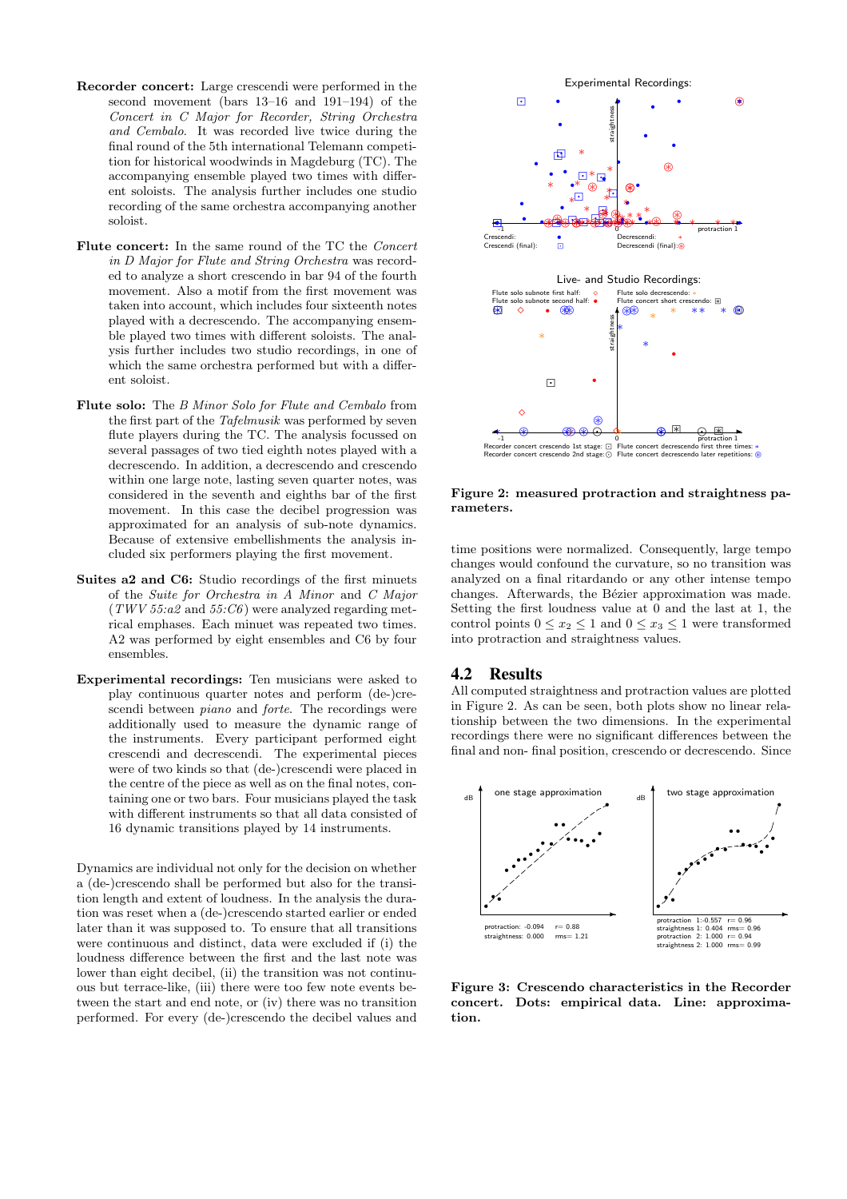**Recorder concert:** Large crescendi were performed in the second movement (bars 13–16 and 191–194) of the *Concert in C Major for Recorder, String Orchestra and Cembalo*. It was recorded live twice during the final round of the 5th international Telemann competition for historical woodwinds in Magdeburg (TC). The accompanying ensemble played two times with different soloists. The analysis further includes one studio recording of the same orchestra accompanying another soloist.

**Flute concert:** In the same round of the TC the *Concert in D Major for Flute and String Orchestra* was recorded to analyze a short crescendo in bar 94 of the fourth movement. Also a motif from the first movement was taken into account, which includes four sixteenth notes played with a decrescendo. The accompanying ensemble played two times with different soloists. The analysis further includes two studio recordings, in one of which the same orchestra performed but with a different soloist.

**Flute solo:** The *B Minor Solo for Flute and Cembalo* from the first part of the *Tafelmusik* was performed by seven flute players during the TC. The analysis focussed on several passages of two tied eighth notes played with a decrescendo. In addition, a decrescendo and crescendo within one large note, lasting seven quarter notes, was considered in the seventh and eighths bar of the first movement. In this case the decibel progression was approximated for an analysis of sub-note dynamics. Because of extensive embellishments the analysis included six performers playing the first movement.

**Suites a2 and C6:** Studio recordings of the first minuets of the *Suite for Orchestra in A Minor* and *C Major* (*TWV 55:a2* and *55:C6*) were analyzed regarding metrical emphases. Each minuet was repeated two times. A2 was performed by eight ensembles and C6 by four ensembles.

**Experimental recordings:** Ten musicians were asked to play continuous quarter notes and perform (de-)crescendi between *piano* and *forte*. The recordings were additionally used to measure the dynamic range of the instruments. Every participant performed eight crescendi and decrescendi. The experimental pieces were of two kinds so that (de-)crescendi were placed in the centre of the piece as well as on the final notes, containing one or two bars. Four musicians played the task with different instruments so that all data consisted of 16 dynamic transitions played by 14 instruments.

Dynamics are individual not only for the decision on whether a (de-)crescendo shall be performed but also for the transition length and extent of loudness. In the analysis the duration was reset when a (de-)crescendo started earlier or ended later than it was supposed to. To ensure that all transitions were continuous and distinct, data were excluded if (i) the loudness difference between the first and the last note was lower than eight decibel, (ii) the transition was not continuous but terrace-like, (iii) there were too few note events between the start and end note, or (iv) there was no transition performed. For every (de-)crescendo the decibel values and

**Figure 2: measured protraction and straightness parameters.**

time positions were normalized. Consequently, large tempo changes would confound the curvature, so no transition was analyzed on a final ritardando or any other intense tempo changes. Afterwards, the Bézier approximation was made. Setting the first loudness value at 0 and the last at 1, the control points $0 \leq x_2 \leq 1$ and $0 \leq x_3 \leq 1$ were transformed into protraction and straightness values.

## 4.2 Results

All computed straightness and protraction values are plotted in Figure 2. As can be seen, both plots show no linear relationship between the two dimensions. In the experimental recordings there were no significant differences between the final and non- final position, crescendo or decrescendo. Since

**Figure 3: Crescendo characteristics in the Recorder concert. Dots: empirical data. Line: approximation.**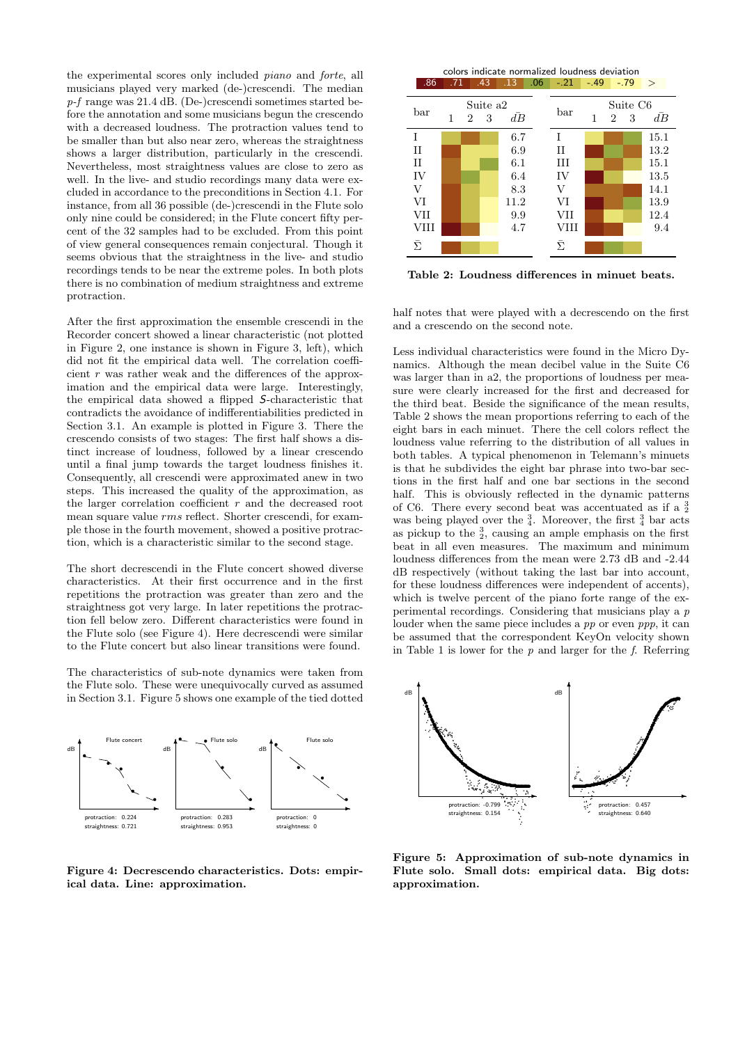the experimental scores only included *piano* and *forte*, all musicians played very marked (de-)crescendi. The median *p*-*f* range was 21.4 dB. (De-)crescendi sometimes started before the annotation and some musicians begun the crescendo with a decreased loudness. The protraction values tend to be smaller than but also near zero, whereas the straightness shows a larger distribution, particularly in the crescendi. Nevertheless, most straightness values are close to zero as well. In the live- and studio recordings many data were excluded in accordance to the preconditions in Section 4.1. For instance, from all 36 possible (de-)crescendi in the Flute solo only nine could be considered; in the Flute concert fifty percent of the 32 samples had to be excluded. From this point of view general consequences remain conjectural. Though it seems obvious that the straightness in the live- and studio recordings tends to be near the extreme poles. In both plots there is no combination of medium straightness and extreme protraction.

After the first approximation the ensemble crescendi in the Recorder concert showed a linear characteristic (not plotted in Figure 2, one instance is shown in Figure 3, left), which did not fit the empirical data well. The correlation coefficient $r$ was rather weak and the differences of the approximation and the empirical data were large. Interestingly, the empirical data showed a flipped *S*-characteristic that contradicts the avoidance of indifferentiabilities predicted in Section 3.1. An example is plotted in Figure 3. There the crescendo consists of two stages: The first half shows a distinct increase of loudness, followed by a linear crescendo until a final jump towards the target loudness finishes it. Consequently, all crescendi were approximated anew in two steps. This increased the quality of the approximation, as the larger correlation coefficient $r$ and the decreased root mean square value $rms$ reflect. Shorter crescendi, for example those in the fourth movement, showed a positive protraction, which is a characteristic similar to the second stage.

The short decrescendi in the Flute concert showed diverse characteristics. At their first occurrence and in the first repetitions the protraction was greater than zero and the straightness got very large. In later repetitions the protraction fell below zero. Different characteristics were found in the Flute solo (see Figure 4). Here decrescendi were similar to the Flute concert but also linear transitions were found.

The characteristics of sub-note dynamics were taken from the Flute solo. These were unequivocally curved as assumed in Section 3.1. Figure 5 shows one example of the tied dotted half notes that were played with a decrescendo on the first and a crescendo on the second note.

Figure 4: Decrescendo characteristics. Dots: empirical data. Line: approximation.

colors indicate normalized loudness deviation: .86 | .71 | .43 | .13 | .06 | -.21 | -.49 | -.79 | >

| bar | Suite a2 1 | 2 | 3 | $\bar{dB}$ | bar | Suite C6 1 | 2 | 3 | $\bar{dB}$ |
|---|---|---|---|---|---|---|---|---|---|
| I | | | | 6.7 | I | | | | 15.1 |
| II | | | | 6.9 | II | | | | 13.2 |
| II | | | | 6.1 | III | | | | 15.1 |
| IV | | | | 6.4 | IV | | | | 13.5 |
| V | | | | 8.3 | V | | | | 14.1 |
| VI | | | | 11.2 | VI | | | | 13.9 |
| VII | | | | 9.9 | VII | | | | 12.4 |
| VIII | | | | 4.7 | VIII | | | | 9.4 |
| $\bar{\Sigma}$ | | | | | $\bar{\Sigma}$ | | | | |

Table 2: Loudness differences in minuet beats.

Less individual characteristics were found in the Micro Dynamics. Although the mean decibel value in the Suite C6 was larger than in a2, the proportions of loudness per measure were clearly increased for the first and decreased for the third beat. Beside the significance of the mean results, Table 2 shows the mean proportions referring to each of the eight bars in each minuet. There the cell colors reflect the loudness value referring to the distribution of all values in both tables. A typical phenomenon in Telemann's minuets is that he subdivides the eight bar phrase into two-bar sections in the first half and one bar sections in the second half. This is obviously reflected in the dynamic patterns of C6. There every second beat was accentuated as if a $\frac{3}{2}$ was being played over the $\frac{3}{4}$. Moreover, the first $\frac{3}{4}$ bar acts as pickup to the $\frac{3}{2}$, causing an ample emphasis on the first beat in all even measures. The maximum and minimum loudness differences from the mean were 2.73 dB and -2.44 dB respectively (without taking the last bar into account, for these loudness differences were independent of accents), which is twelve percent of the piano forte range of the experimental recordings. Considering that musicians play a *p* louder when the same piece includes a *pp* or even *ppp*, it can be assumed that the correspondent KeyOn velocity shown in Table 1 is lower for the *p* and larger for the *f*. Referring

Figure 5: Approximation of sub-note dynamics in Flute solo. Small dots: empirical data. Big dots: approximation.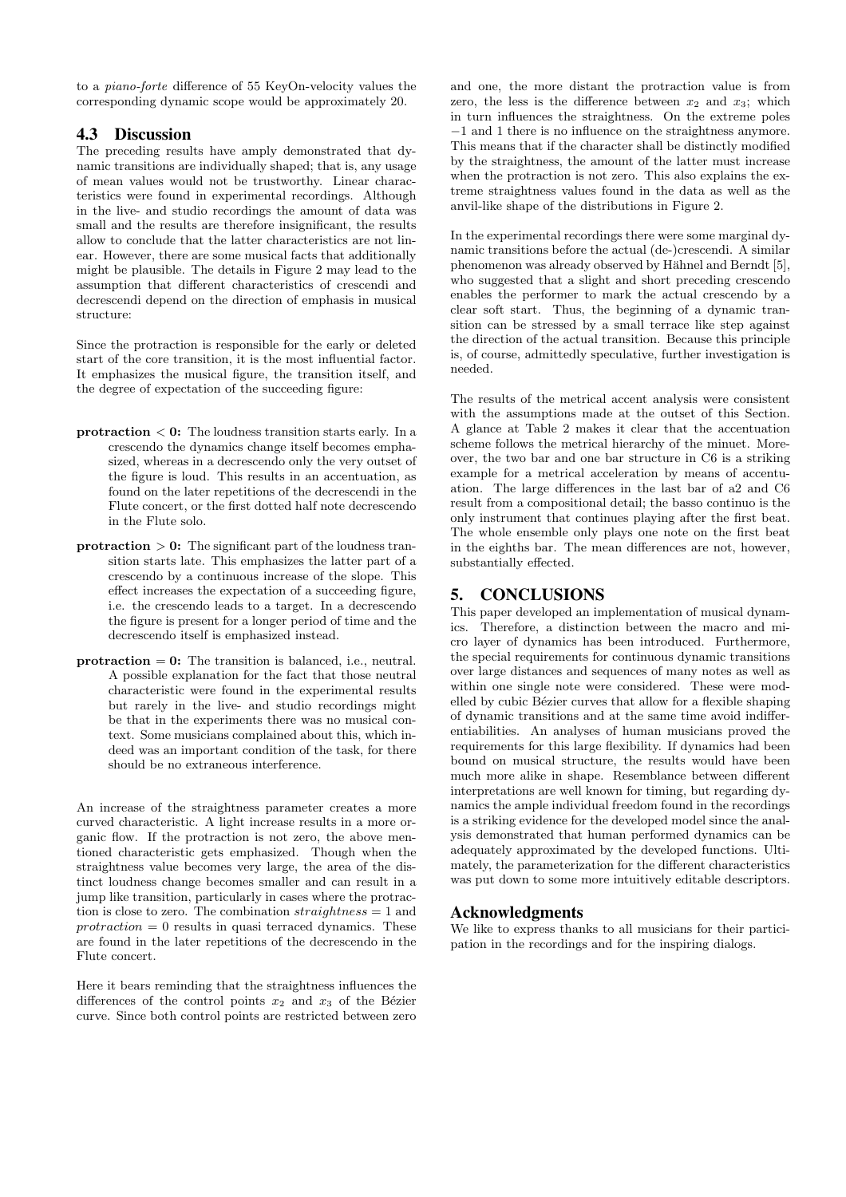to a *piano-forte* difference of 55 KeyOn-velocity values the corresponding dynamic scope would be approximately 20.

### 4.3 Discussion

The preceding results have amply demonstrated that dynamic transitions are individually shaped; that is, any usage of mean values would not be trustworthy. Linear characteristics were found in experimental recordings. Although in the live- and studio recordings the amount of data was small and the results are therefore insignificant, the results allow to conclude that the latter characteristics are not linear. However, there are some musical facts that additionally might be plausible. The details in Figure 2 may lead to the assumption that different characteristics of crescendi and decrescendi depend on the direction of emphasis in musical structure:

Since the protraction is responsible for the early or deleted start of the core transition, it is the most influential factor. It emphasizes the musical figure, the transition itself, and the degree of expectation of the succeeding figure:

- **protraction < 0:** The loudness transition starts early. In a crescendo the dynamics change itself becomes emphasized, whereas in a decrescendo only the very outset of the figure is loud. This results in an accentuation, as found on the later repetitions of the decrescendi in the Flute concert, or the first dotted half note decrescendo in the Flute solo.
- **protraction > 0:** The significant part of the loudness transition starts late. This emphasizes the latter part of a crescendo by a continuous increase of the slope. This effect increases the expectation of a succeeding figure, i.e. the crescendo leads to a target. In a decrescendo the figure is present for a longer period of time and the decrescendo itself is emphasized instead.
- **protraction = 0:** The transition is balanced, i.e., neutral. A possible explanation for the fact that those neutral characteristic were found in the experimental results but rarely in the live- and studio recordings might be that in the experiments there was no musical context. Some musicians complained about this, which indeed was an important condition of the task, for there should be no extraneous interference.

An increase of the straightness parameter creates a more curved characteristic. A light increase results in a more organic flow. If the protraction is not zero, the above mentioned characteristic gets emphasized. Though when the straightness value becomes very large, the area of the distinct loudness change becomes smaller and can result in a jump like transition, particularly in cases where the protraction is close to zero. The combination $straightness = 1$ and $protraction = 0$ results in quasi terraced dynamics. These are found in the later repetitions of the decrescendo in the Flute concert.

Here it bears reminding that the straightness influences the differences of the control points $x_2$ and $x_3$ of the Bézier curve. Since both control points are restricted between zero and one, the more distant the protraction value is from zero, the less is the difference between $x_2$ and $x_3$; which in turn influences the straightness. On the extreme poles $-1$ and 1 there is no influence on the straightness anymore. This means that if the character shall be distinctly modified by the straightness, the amount of the latter must increase when the protraction is not zero. This also explains the extreme straightness values found in the data as well as the anvil-like shape of the distributions in Figure 2.

In the experimental recordings there were some marginal dynamic transitions before the actual (de-)crescendi. A similar phenomenon was already observed by Hähnel and Berndt [5], who suggested that a slight and short preceding crescendo enables the performer to mark the actual crescendo by a clear soft start. Thus, the beginning of a dynamic transition can be stressed by a small terrace like step against the direction of the actual transition. Because this principle is, of course, admittedly speculative, further investigation is needed.

The results of the metrical accent analysis were consistent with the assumptions made at the outset of this Section. A glance at Table 2 makes it clear that the accentuation scheme follows the metrical hierarchy of the minuet. Moreover, the two bar and one bar structure in C6 is a striking example for a metrical acceleration by means of accentuation. The large differences in the last bar of a2 and C6 result from a compositional detail; the basso continuo is the only instrument that continues playing after the first beat. The whole ensemble only plays one note on the first beat in the eighths bar. The mean differences are not, however, substantially effected.

## 5. CONCLUSIONS

This paper developed an implementation of musical dynamics. Therefore, a distinction between the macro and micro layer of dynamics has been introduced. Furthermore, the special requirements for continuous dynamic transitions over large distances and sequences of many notes as well as within one single note were considered. These were modelled by cubic Bézier curves that allow for a flexible shaping of dynamic transitions and at the same time avoid indifferentiabilities. An analyses of human musicians proved the requirements for this large flexibility. If dynamics had been bound on musical structure, the results would have been much more alike in shape. Resemblance between different interpretations are well known for timing, but regarding dynamics the ample individual freedom found in the recordings is a striking evidence for the developed model since the analysis demonstrated that human performed dynamics can be adequately approximated by the developed functions. Ultimately, the parameterization for the different characteristics was put down to some more intuitively editable descriptors.

### Acknowledgments

We like to express thanks to all musicians for their participation in the recordings and for the inspiring dialogs.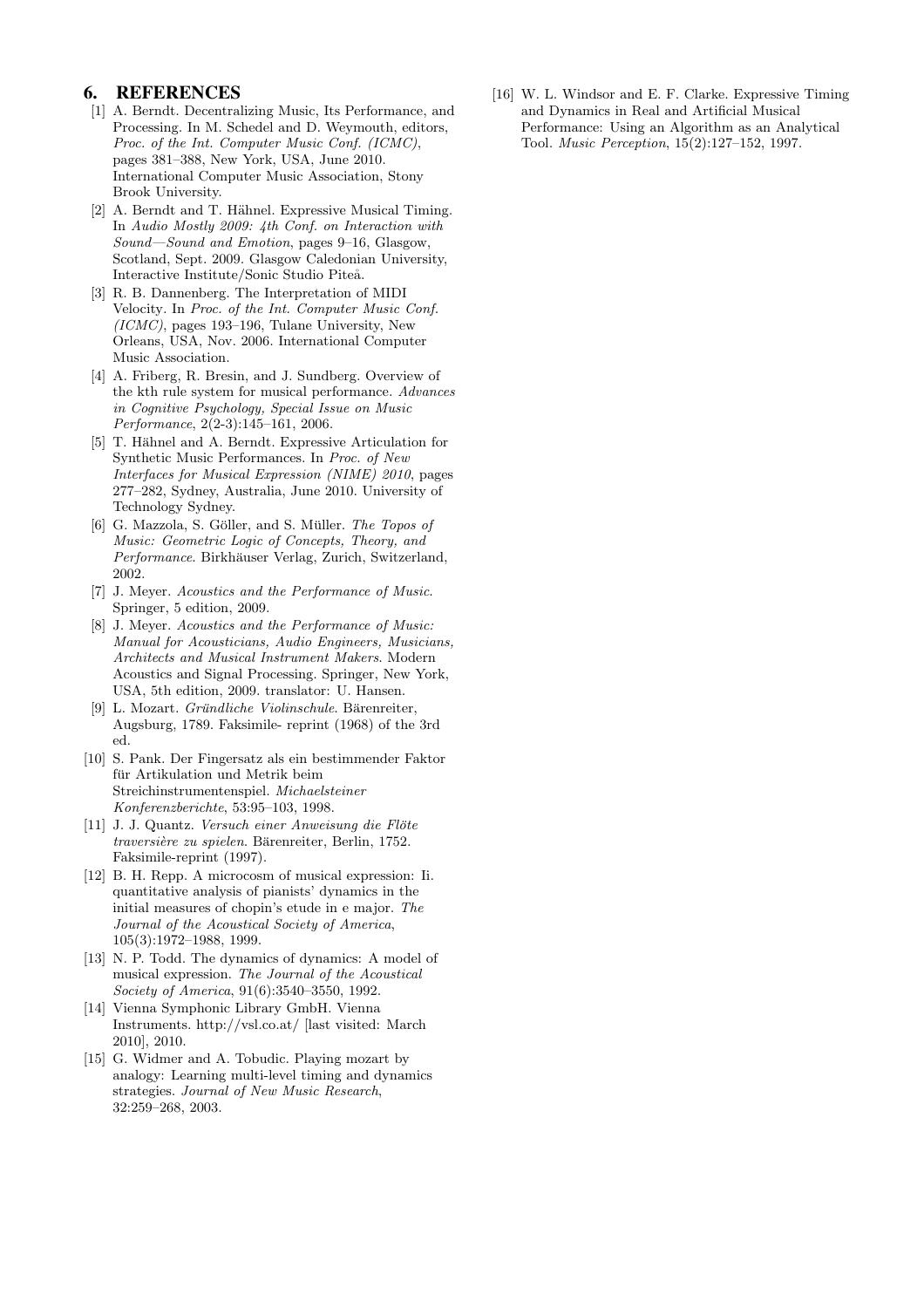## 6. REFERENCES

[1] A. Berndt. Decentralizing Music, Its Performance, and Processing. In M. Schedel and D. Weymouth, editors, *Proc. of the Int. Computer Music Conf. (ICMC)*, pages 381–388, New York, USA, June 2010. International Computer Music Association, Stony Brook University.

[2] A. Berndt and T. Hähnel. Expressive Musical Timing. In *Audio Mostly 2009: 4th Conf. on Interaction with Sound—Sound and Emotion*, pages 9–16, Glasgow, Scotland, Sept. 2009. Glasgow Caledonian University, Interactive Institute/Sonic Studio Piteå.

[3] R. B. Dannenberg. The Interpretation of MIDI Velocity. In *Proc. of the Int. Computer Music Conf. (ICMC)*, pages 193–196, Tulane University, New Orleans, USA, Nov. 2006. International Computer Music Association.

[4] A. Friberg, R. Bresin, and J. Sundberg. Overview of the kth rule system for musical performance. *Advances in Cognitive Psychology, Special Issue on Music Performance*, 2(2-3):145–161, 2006.

[5] T. Hähnel and A. Berndt. Expressive Articulation for Synthetic Music Performances. In *Proc. of New Interfaces for Musical Expression (NIME) 2010*, pages 277–282, Sydney, Australia, June 2010. University of Technology Sydney.

[6] G. Mazzola, S. Göller, and S. Müller. *The Topos of Music: Geometric Logic of Concepts, Theory, and Performance*. Birkhäuser Verlag, Zurich, Switzerland, 2002.

[7] J. Meyer. *Acoustics and the Performance of Music*. Springer, 5 edition, 2009.

[8] J. Meyer. *Acoustics and the Performance of Music: Manual for Acousticians, Audio Engineers, Musicians, Architects and Musical Instrument Makers*. Modern Acoustics and Signal Processing. Springer, New York, USA, 5th edition, 2009. translator: U. Hansen.

[9] L. Mozart. *Gründliche Violinschule*. Bärenreiter, Augsburg, 1789. Faksimile- reprint (1968) of the 3rd ed.

[10] S. Pank. Der Fingersatz als ein bestimmender Faktor für Artikulation und Metrik beim Streichinstrumentenspiel. *Michaelsteiner Konferenzberichte*, 53:95–103, 1998.

[11] J. J. Quantz. *Versuch einer Anweisung die Flöte traversière zu spielen*. Bärenreiter, Berlin, 1752. Faksimile-reprint (1997).

[12] B. H. Repp. A microcosm of musical expression: Ii. quantitative analysis of pianists' dynamics in the initial measures of chopin's etude in e major. *The Journal of the Acoustical Society of America*, 105(3):1972–1988, 1999.

[13] N. P. Todd. The dynamics of dynamics: A model of musical expression. *The Journal of the Acoustical Society of America*, 91(6):3540–3550, 1992.

[14] Vienna Symphonic Library GmbH. Vienna Instruments. http://vsl.co.at/ [last visited: March 2010], 2010.

[15] G. Widmer and A. Tobudic. Playing mozart by analogy: Learning multi-level timing and dynamics strategies. *Journal of New Music Research*, 32:259–268, 2003.

[16] W. L. Windsor and E. F. Clarke. Expressive Timing and Dynamics in Real and Artificial Musical Performance: Using an Algorithm as an Analytical Tool. *Music Perception*, 15(2):127–152, 1997.